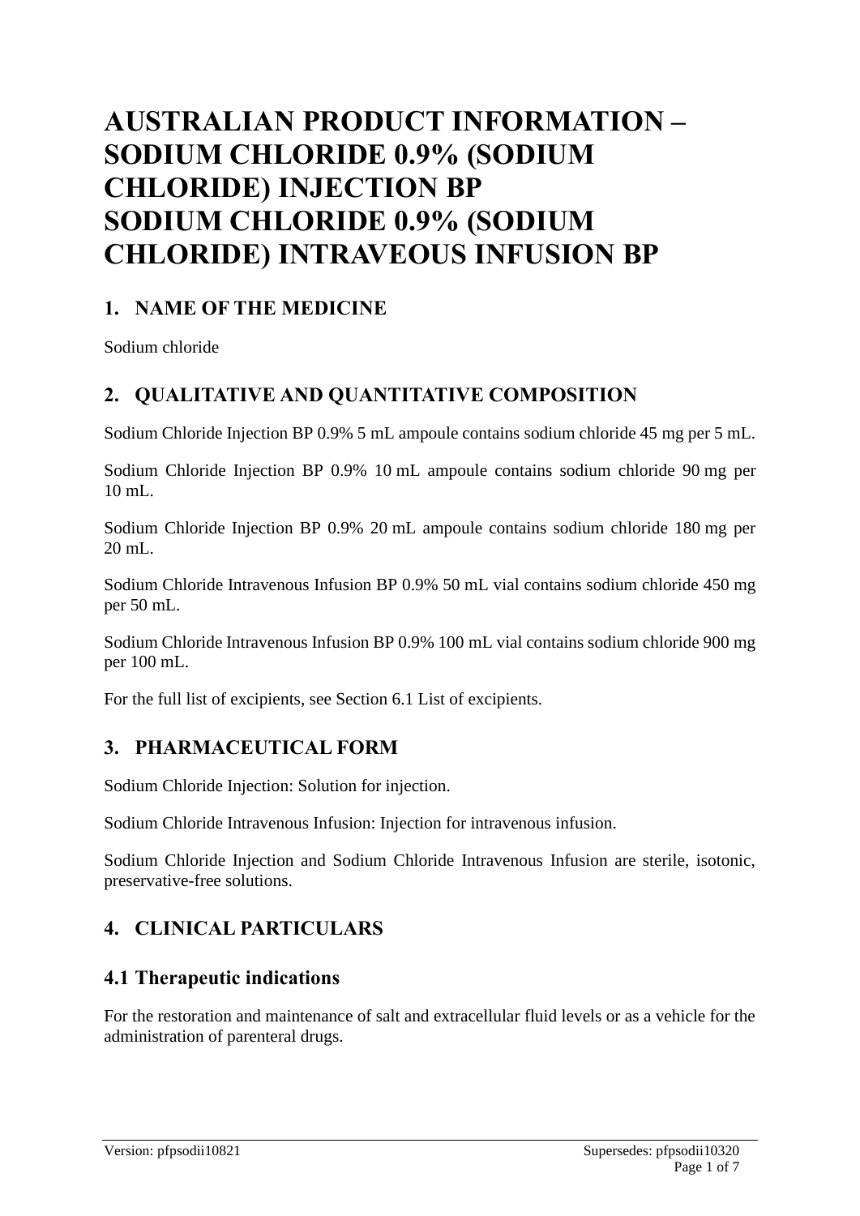# AUSTRALIAN PRODUCT INFORMATION – SODIUM CHLORIDE 0.9% (SODIUM CHLORIDE) INJECTION BP SODIUM CHLORIDE 0.9% (SODIUM CHLORIDE) INTRAVEOUS INFUSION BP

## 1. NAME OF THE MEDICINE

Sodium chloride

## 2. QUALITATIVE AND QUANTITATIVE COMPOSITION

Sodium Chloride Injection BP 0.9% 5 mL ampoule contains sodium chloride 45 mg per 5 mL.

Sodium Chloride Injection BP 0.9% 10 mL ampoule contains sodium chloride 90 mg per 10 mL.

Sodium Chloride Injection BP 0.9% 20 mL ampoule contains sodium chloride 180 mg per 20 mL.

Sodium Chloride Intravenous Infusion BP 0.9% 50 mL vial contains sodium chloride 450 mg per 50 mL.

Sodium Chloride Intravenous Infusion BP 0.9% 100 mL vial contains sodium chloride 900 mg per 100 mL.

For the full list of excipients, see Section 6.1 List of excipients.

## 3. PHARMACEUTICAL FORM

Sodium Chloride Injection: Solution for injection.

Sodium Chloride Intravenous Infusion: Injection for intravenous infusion.

Sodium Chloride Injection and Sodium Chloride Intravenous Infusion are sterile, isotonic, preservative-free solutions.

## 4. CLINICAL PARTICULARS

### 4.1 Therapeutic indications

For the restoration and maintenance of salt and extracellular fluid levels or as a vehicle for the administration of parenteral drugs.

Version: pfpsodii10821 Supersedes: pfpsodii10320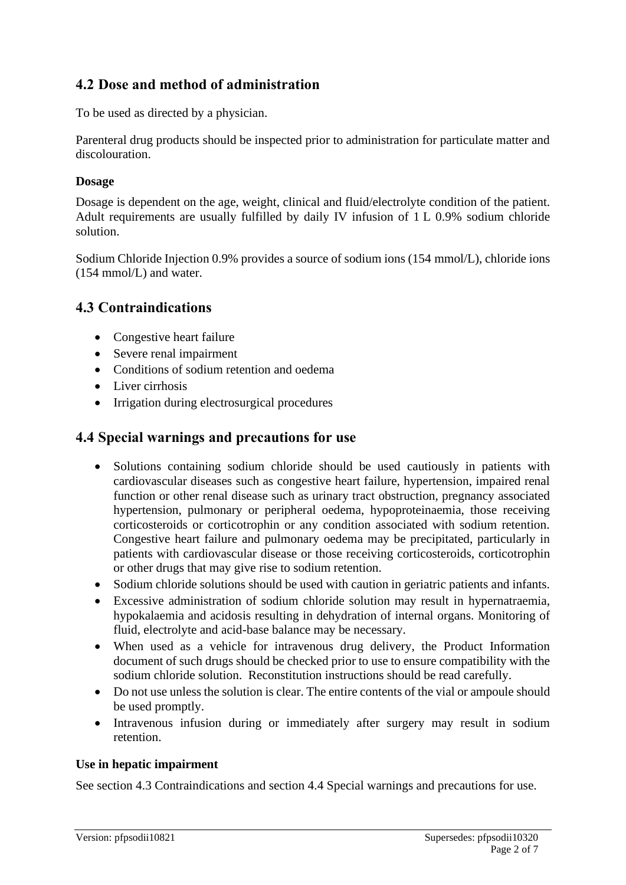## 4.2 Dose and method of administration

To be used as directed by a physician.

Parenteral drug products should be inspected prior to administration for particulate matter and discolouration.

### Dosage

Dosage is dependent on the age, weight, clinical and fluid/electrolyte condition of the patient. Adult requirements are usually fulfilled by daily IV infusion of 1 L 0.9% sodium chloride solution.

Sodium Chloride Injection 0.9% provides a source of sodium ions (154 mmol/L), chloride ions (154 mmol/L) and water.

## 4.3 Contraindications

- Congestive heart failure
- Severe renal impairment
- Conditions of sodium retention and oedema
- Liver cirrhosis
- Irrigation during electrosurgical procedures

## 4.4 Special warnings and precautions for use

- Solutions containing sodium chloride should be used cautiously in patients with cardiovascular diseases such as congestive heart failure, hypertension, impaired renal function or other renal disease such as urinary tract obstruction, pregnancy associated hypertension, pulmonary or peripheral oedema, hypoproteinaemia, those receiving corticosteroids or corticotrophin or any condition associated with sodium retention. Congestive heart failure and pulmonary oedema may be precipitated, particularly in patients with cardiovascular disease or those receiving corticosteroids, corticotrophin or other drugs that may give rise to sodium retention.
- Sodium chloride solutions should be used with caution in geriatric patients and infants.
- Excessive administration of sodium chloride solution may result in hypernatraemia, hypokalaemia and acidosis resulting in dehydration of internal organs. Monitoring of fluid, electrolyte and acid-base balance may be necessary.
- When used as a vehicle for intravenous drug delivery, the Product Information document of such drugs should be checked prior to use to ensure compatibility with the sodium chloride solution. Reconstitution instructions should be read carefully.
- Do not use unless the solution is clear. The entire contents of the vial or ampoule should be used promptly.
- Intravenous infusion during or immediately after surgery may result in sodium retention.

### Use in hepatic impairment

See section 4.3 Contraindications and section 4.4 Special warnings and precautions for use.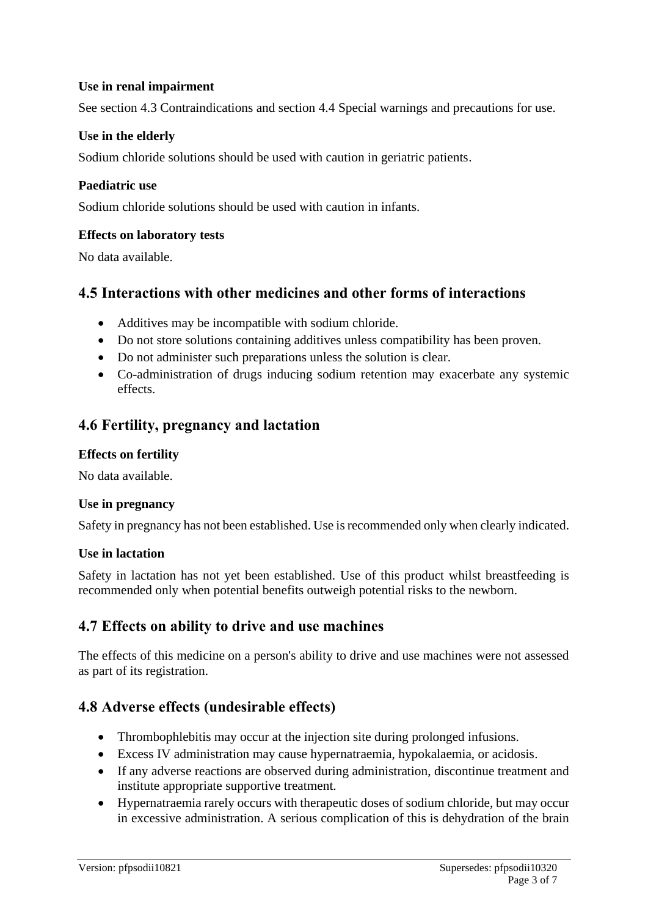### Use in renal impairment

See section 4.3 Contraindications and section 4.4 Special warnings and precautions for use.

### Use in the elderly

Sodium chloride solutions should be used with caution in geriatric patients.

### Paediatric use

Sodium chloride solutions should be used with caution in infants.

### Effects on laboratory tests

No data available.

## 4.5 Interactions with other medicines and other forms of interactions

- Additives may be incompatible with sodium chloride.
- Do not store solutions containing additives unless compatibility has been proven.
- Do not administer such preparations unless the solution is clear.
- Co-administration of drugs inducing sodium retention may exacerbate any systemic effects.

## 4.6 Fertility, pregnancy and lactation

### Effects on fertility

No data available.

### Use in pregnancy

Safety in pregnancy has not been established. Use is recommended only when clearly indicated.

### Use in lactation

Safety in lactation has not yet been established. Use of this product whilst breastfeeding is recommended only when potential benefits outweigh potential risks to the newborn.

## 4.7 Effects on ability to drive and use machines

The effects of this medicine on a person's ability to drive and use machines were not assessed as part of its registration.

## 4.8 Adverse effects (undesirable effects)

- Thrombophlebitis may occur at the injection site during prolonged infusions.
- Excess IV administration may cause hypernatraemia, hypokalaemia, or acidosis.
- If any adverse reactions are observed during administration, discontinue treatment and institute appropriate supportive treatment.
- Hypernatraemia rarely occurs with therapeutic doses of sodium chloride, but may occur in excessive administration. A serious complication of this is dehydration of the brain

Version: pfpsodii10821 Supersedes: pfpsodii10320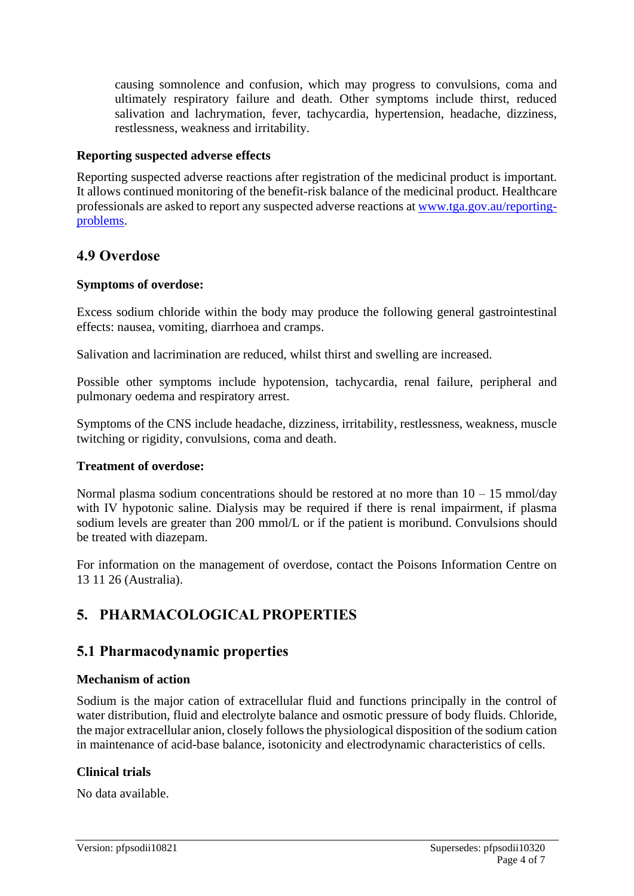causing somnolence and confusion, which may progress to convulsions, coma and ultimately respiratory failure and death. Other symptoms include thirst, reduced salivation and lachrymation, fever, tachycardia, hypertension, headache, dizziness, restlessness, weakness and irritability.

**Reporting suspected adverse effects**

Reporting suspected adverse reactions after registration of the medicinal product is important. It allows continued monitoring of the benefit-risk balance of the medicinal product. Healthcare professionals are asked to report any suspected adverse reactions at [www.tga.gov.au/reporting-problems](http://www.tga.gov.au/reporting-problems).

## 4.9 Overdose

**Symptoms of overdose:**

Excess sodium chloride within the body may produce the following general gastrointestinal effects: nausea, vomiting, diarrhoea and cramps.

Salivation and lacrimination are reduced, whilst thirst and swelling are increased.

Possible other symptoms include hypotension, tachycardia, renal failure, peripheral and pulmonary oedema and respiratory arrest.

Symptoms of the CNS include headache, dizziness, irritability, restlessness, weakness, muscle twitching or rigidity, convulsions, coma and death.

**Treatment of overdose:**

Normal plasma sodium concentrations should be restored at no more than 10 – 15 mmol/day with IV hypotonic saline. Dialysis may be required if there is renal impairment, if plasma sodium levels are greater than 200 mmol/L or if the patient is moribund. Convulsions should be treated with diazepam.

For information on the management of overdose, contact the Poisons Information Centre on 13 11 26 (Australia).

# 5. PHARMACOLOGICAL PROPERTIES

## 5.1 Pharmacodynamic properties

**Mechanism of action**

Sodium is the major cation of extracellular fluid and functions principally in the control of water distribution, fluid and electrolyte balance and osmotic pressure of body fluids. Chloride, the major extracellular anion, closely follows the physiological disposition of the sodium cation in maintenance of acid-base balance, isotonicity and electrodynamic characteristics of cells.

**Clinical trials**

No data available.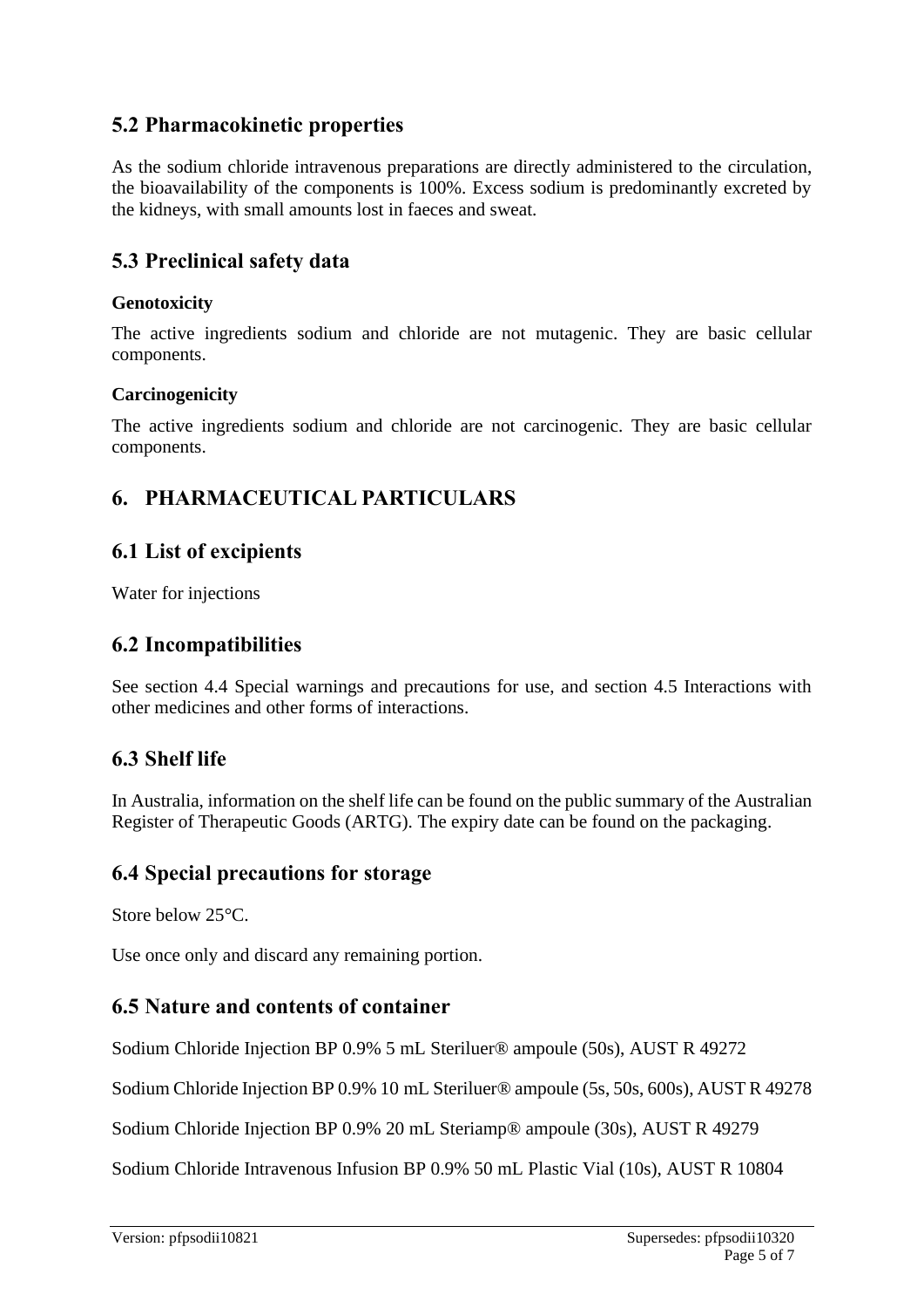## 5.2 Pharmacokinetic properties

As the sodium chloride intravenous preparations are directly administered to the circulation, the bioavailability of the components is 100%. Excess sodium is predominantly excreted by the kidneys, with small amounts lost in faeces and sweat.

## 5.3 Preclinical safety data

#### Genotoxicity

The active ingredients sodium and chloride are not mutagenic. They are basic cellular components.

#### Carcinogenicity

The active ingredients sodium and chloride are not carcinogenic. They are basic cellular components.

# 6. PHARMACEUTICAL PARTICULARS

## 6.1 List of excipients

Water for injections

## 6.2 Incompatibilities

See section 4.4 Special warnings and precautions for use, and section 4.5 Interactions with other medicines and other forms of interactions.

## 6.3 Shelf life

In Australia, information on the shelf life can be found on the public summary of the Australian Register of Therapeutic Goods (ARTG). The expiry date can be found on the packaging.

## 6.4 Special precautions for storage

Store below 25°C.

Use once only and discard any remaining portion.

## 6.5 Nature and contents of container

Sodium Chloride Injection BP 0.9% 5 mL Steriluer® ampoule (50s), AUST R 49272

Sodium Chloride Injection BP 0.9% 10 mL Steriluer® ampoule (5s, 50s, 600s), AUST R 49278

Sodium Chloride Injection BP 0.9% 20 mL Steriamp® ampoule (30s), AUST R 49279

Sodium Chloride Intravenous Infusion BP 0.9% 50 mL Plastic Vial (10s), AUST R 10804

Version: pfpsodii10821 Supersedes: pfpsodii10320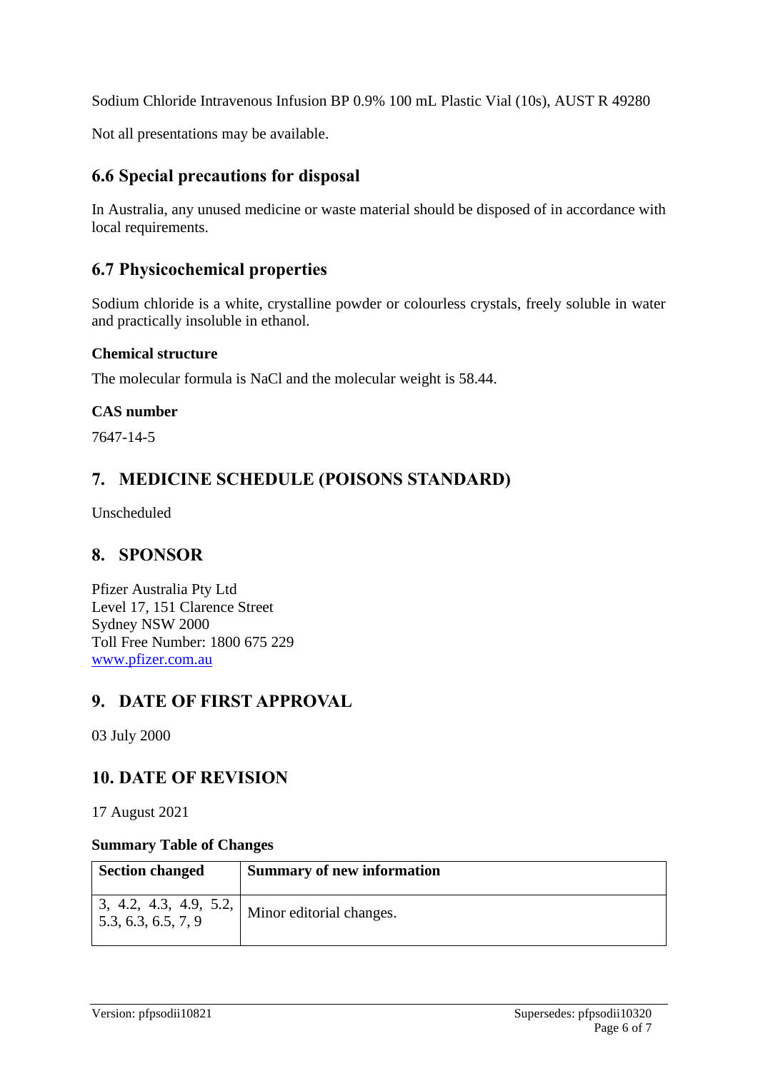Sodium Chloride Intravenous Infusion BP 0.9% 100 mL Plastic Vial (10s), AUST R 49280

Not all presentations may be available.

## 6.6 Special precautions for disposal

In Australia, any unused medicine or waste material should be disposed of in accordance with local requirements.

## 6.7 Physicochemical properties

Sodium chloride is a white, crystalline powder or colourless crystals, freely soluble in water and practically insoluble in ethanol.

**Chemical structure**

The molecular formula is NaCl and the molecular weight is 58.44.

**CAS number**

7647-14-5

# 7. MEDICINE SCHEDULE (POISONS STANDARD)

Unscheduled

# 8. SPONSOR

Pfizer Australia Pty Ltd
Level 17, 151 Clarence Street
Sydney NSW 2000
Toll Free Number: 1800 675 229
www.pfizer.com.au

# 9. DATE OF FIRST APPROVAL

03 July 2000

# 10. DATE OF REVISION

17 August 2021

**Summary Table of Changes**

| Section changed | Summary of new information |
| --- | --- |
| 3, 4.2, 4.3, 4.9, 5.2, 5.3, 6.3, 6.5, 7, 9 | Minor editorial changes. |

Version: pfpsodii10821 Supersedes: pfpsodii10320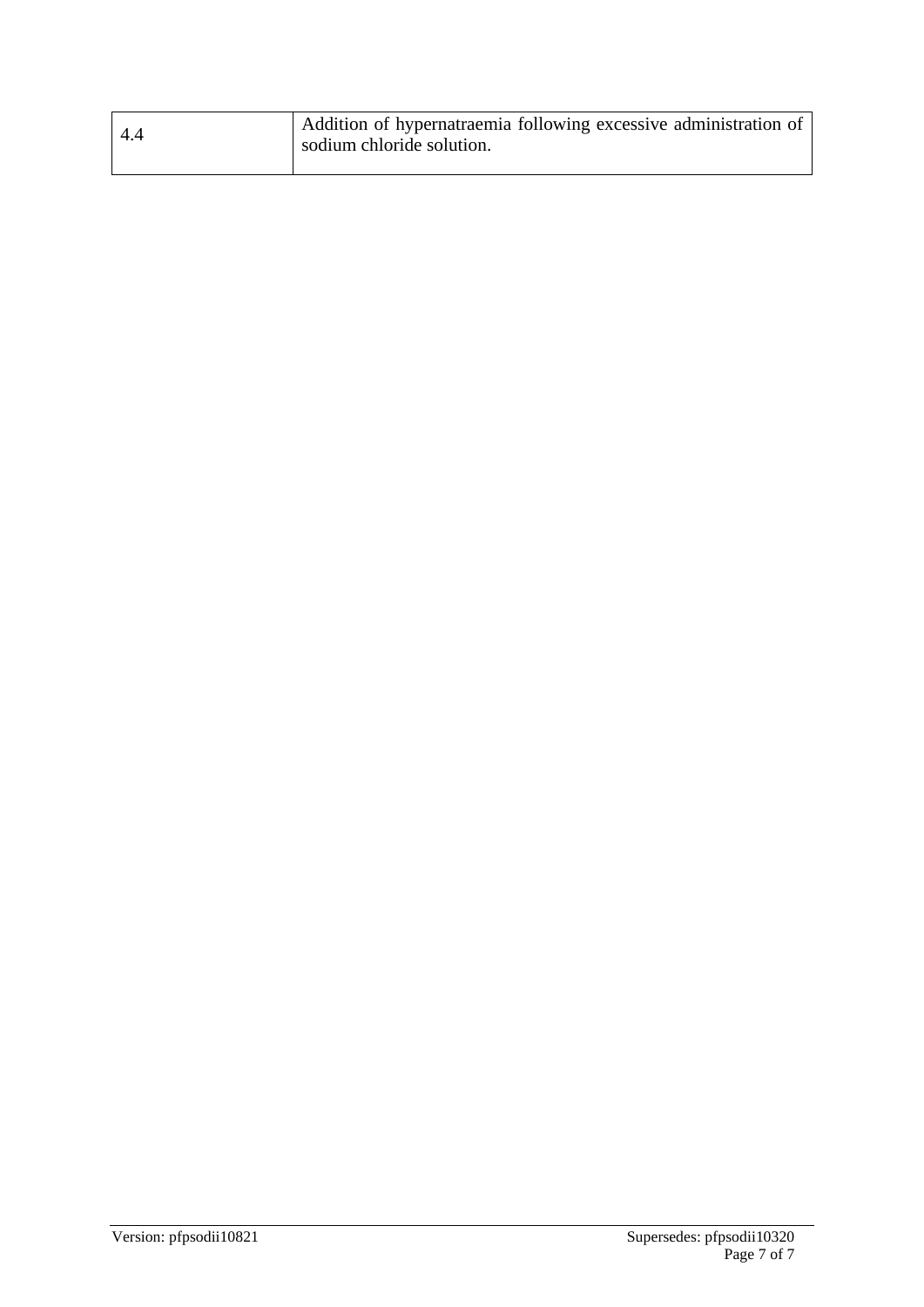| | |
|---|---|
| 4.4 | Addition of hypernatraemia following excessive administration of sodium chloride solution. |